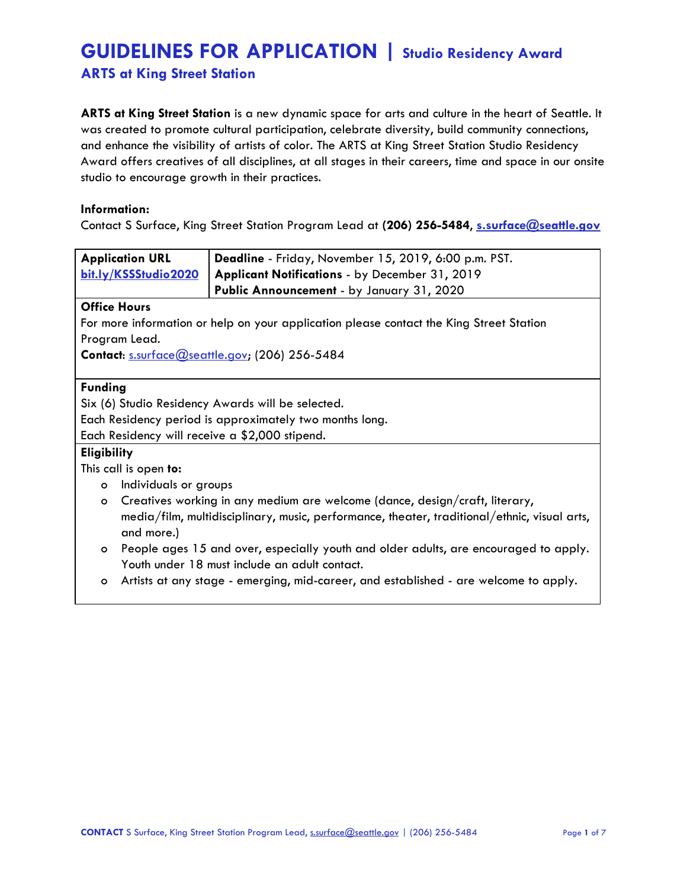# GUIDELINES FOR APPLICATION | Studio Residency Award

## ARTS at King Street Station

**ARTS at King Street Station** is a new dynamic space for arts and culture in the heart of Seattle. It was created to promote cultural participation, celebrate diversity, build community connections, and enhance the visibility of artists of color. The ARTS at King Street Station Studio Residency Award offers creatives of all disciplines, at all stages in their careers, time and space in our onsite studio to encourage growth in their practices.

**Information:**
Contact S Surface, King Street Station Program Lead at **(206) 256-5484**, **s.surface@seattle.gov**

| **Application URL** | **Deadline** - Friday, November 15, 2019, 6:00 p.m. PST. |
|---|---|
| **bit.ly/KSSStudio2020** | **Applicant Notifications** - by December 31, 2019 |
| | **Public Announcement** - by January 31, 2020 |

**Office Hours**
For more information or help on your application please contact the King Street Station Program Lead.
**Contact**: s.surface@seattle.gov; (206) 256-5484

**Funding**
Six (6) Studio Residency Awards will be selected.
Each Residency period is approximately two months long.
Each Residency will receive a $2,000 stipend.

**Eligibility**
This call is open **to:**

- Individuals or groups
- Creatives working in any medium are welcome (dance, design/craft, literary, media/film, multidisciplinary, music, performance, theater, traditional/ethnic, visual arts, and more.)
- People ages 15 and over, especially youth and older adults, are encouraged to apply. Youth under 18 must include an adult contact.
- Artists at any stage - emerging, mid-career, and established - are welcome to apply.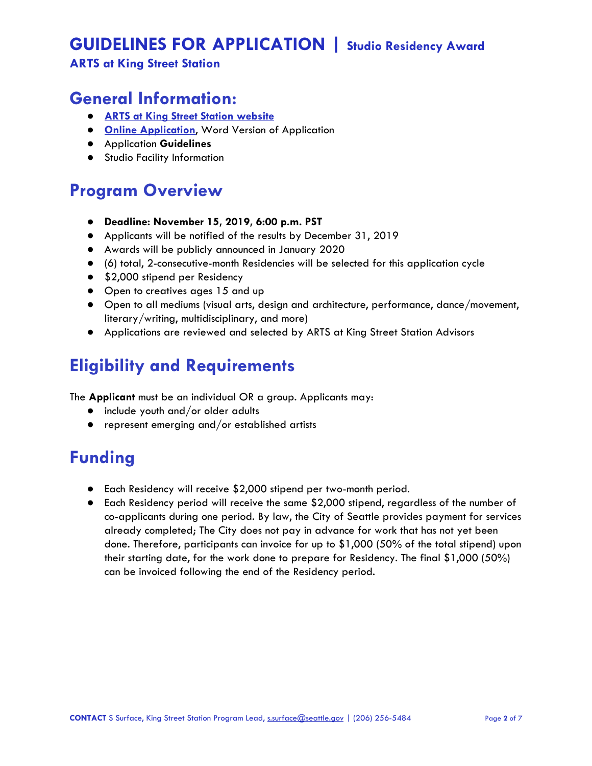# GUIDELINES FOR APPLICATION | Studio Residency Award

**ARTS at King Street Station**

## General Information:

- **ARTS at King Street Station website**
- **Online Application**, Word Version of Application
- Application **Guidelines**
- Studio Facility Information

## Program Overview

- **Deadline: November 15, 2019, 6:00 p.m. PST**
- Applicants will be notified of the results by December 31, 2019
- Awards will be publicly announced in January 2020
- (6) total, 2-consecutive-month Residencies will be selected for this application cycle
- $2,000 stipend per Residency
- Open to creatives ages 15 and up
- Open to all mediums (visual arts, design and architecture, performance, dance/movement, literary/writing, multidisciplinary, and more)
- Applications are reviewed and selected by ARTS at King Street Station Advisors

## Eligibility and Requirements

The **Applicant** must be an individual OR a group. Applicants may:

- include youth and/or older adults
- represent emerging and/or established artists

## Funding

- Each Residency will receive $2,000 stipend per two-month period.
- Each Residency period will receive the same $2,000 stipend, regardless of the number of co-applicants during one period. By law, the City of Seattle provides payment for services already completed; The City does not pay in advance for work that has not yet been done. Therefore, participants can invoice for up to $1,000 (50% of the total stipend) upon their starting date, for the work done to prepare for Residency. The final $1,000 (50%) can be invoiced following the end of the Residency period.

**CONTACT** S Surface, King Street Station Program Lead, s.surface@seattle.gov | (206) 256-5484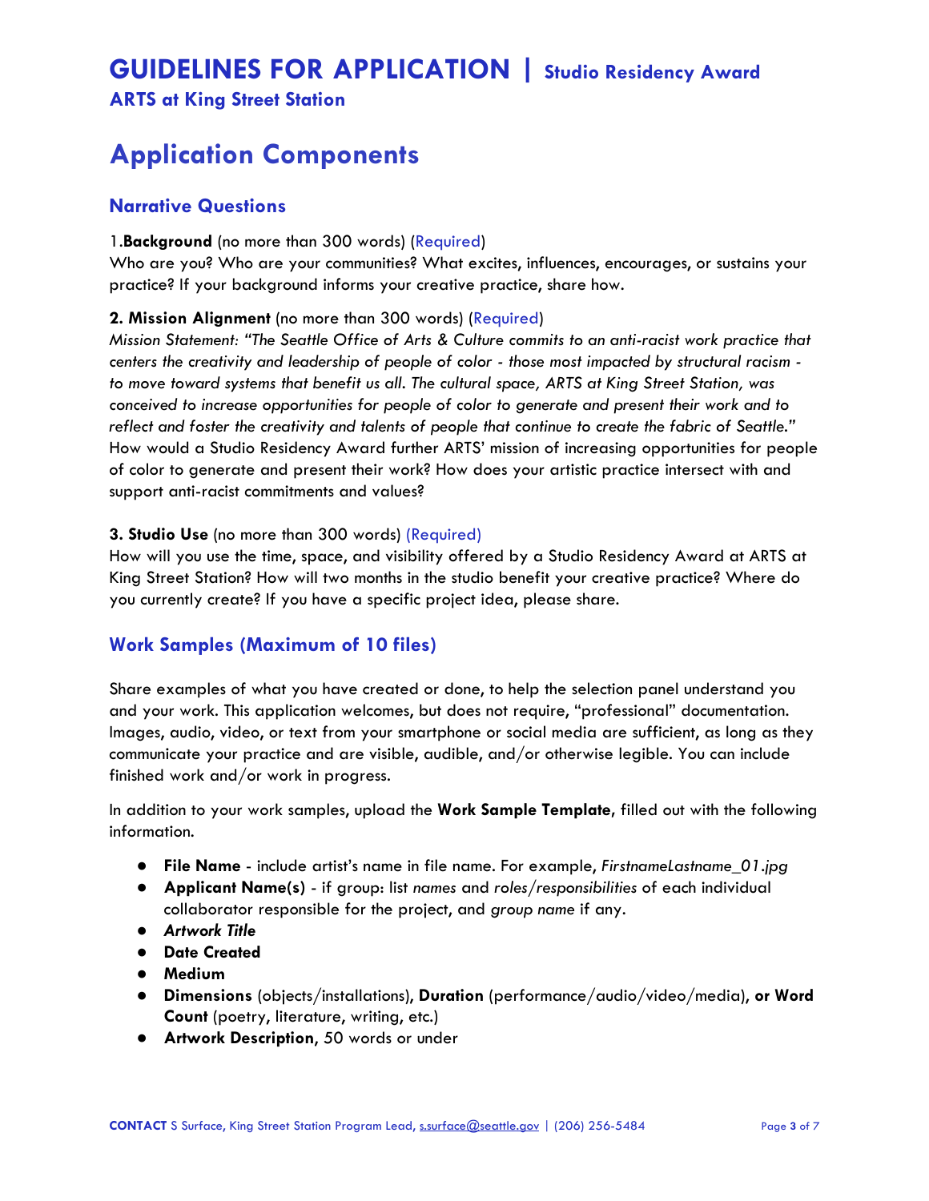# GUIDELINES FOR APPLICATION | Studio Residency Award

**ARTS at King Street Station**

## Application Components

### Narrative Questions

1.**Background** (no more than 300 words) (Required)

Who are you? Who are your communities? What excites, influences, encourages, or sustains your practice? If your background informs your creative practice, share how.

**2. Mission Alignment** (no more than 300 words) (Required)

*Mission Statement: "The Seattle Office of Arts & Culture commits to an anti-racist work practice that centers the creativity and leadership of people of color - those most impacted by structural racism - to move toward systems that benefit us all. The cultural space, ARTS at King Street Station, was conceived to increase opportunities for people of color to generate and present their work and to reflect and foster the creativity and talents of people that continue to create the fabric of Seattle."* How would a Studio Residency Award further ARTS' mission of increasing opportunities for people of color to generate and present their work? How does your artistic practice intersect with and support anti-racist commitments and values?

**3. Studio Use** (no more than 300 words) (Required)

How will you use the time, space, and visibility offered by a Studio Residency Award at ARTS at King Street Station? How will two months in the studio benefit your creative practice? Where do you currently create? If you have a specific project idea, please share.

### Work Samples (Maximum of 10 files)

Share examples of what you have created or done, to help the selection panel understand you and your work. This application welcomes, but does not require, "professional" documentation. Images, audio, video, or text from your smartphone or social media are sufficient, as long as they communicate your practice and are visible, audible, and/or otherwise legible. You can include finished work and/or work in progress.

In addition to your work samples, upload the **Work Sample Template**, filled out with the following information.

- **File Name** - include artist's name in file name. For example, *FirstnameLastname_01.jpg*
- **Applicant Name(s)** - if group: list *names* and *roles/responsibilities* of each individual collaborator responsible for the project, and *group name* if any.
- ***Artwork Title***
- **Date Created**
- **Medium**
- **Dimensions** (objects/installations), **Duration** (performance/audio/video/media), **or Word Count** (poetry, literature, writing, etc.)
- **Artwork Description**, 50 words or under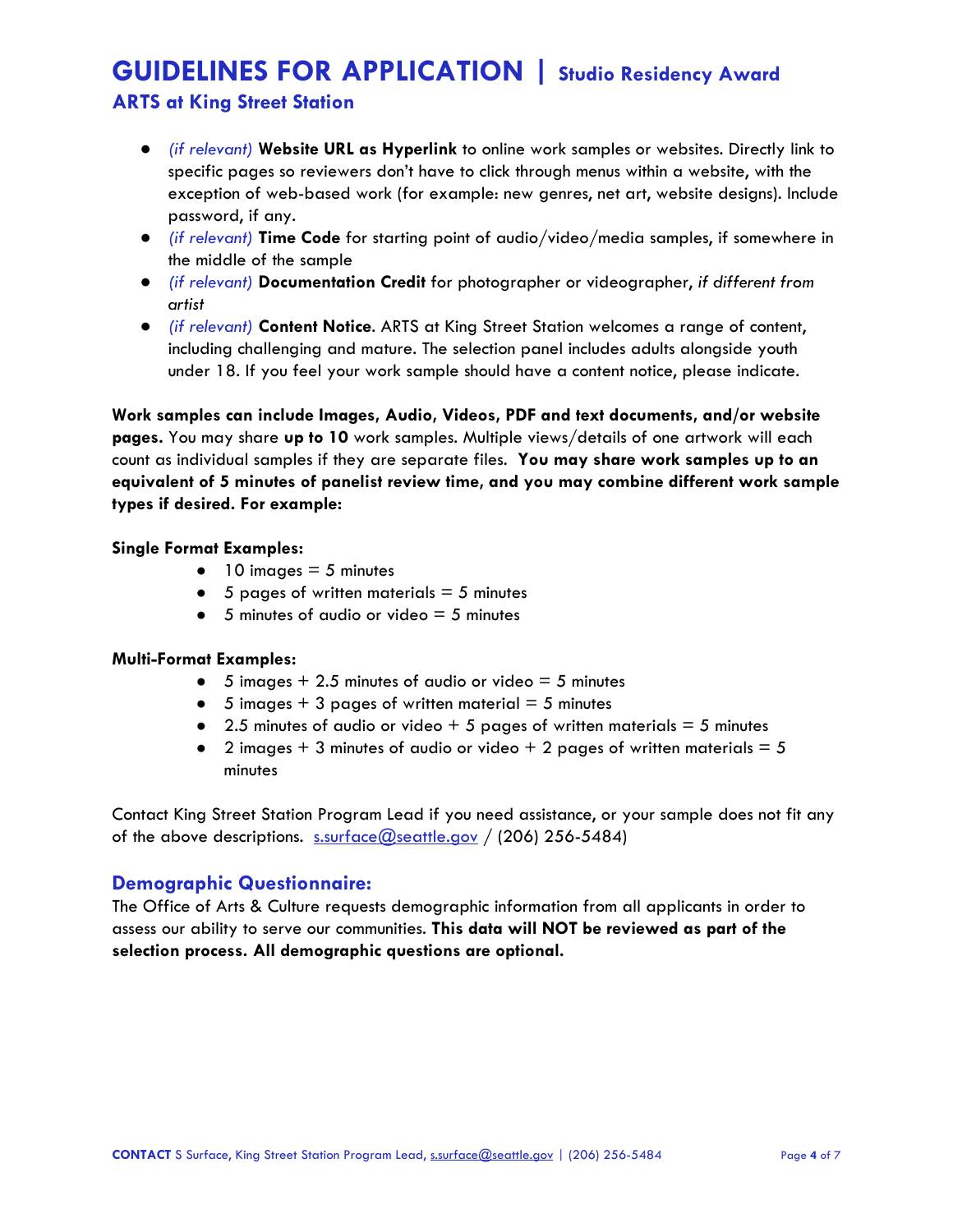- *(if relevant)* **Website URL as Hyperlink** to online work samples or websites. Directly link to specific pages so reviewers don't have to click through menus within a website, with the exception of web-based work (for example: new genres, net art, website designs). Include password, if any.
- *(if relevant)* **Time Code** for starting point of audio/video/media samples, if somewhere in the middle of the sample
- *(if relevant)* **Documentation Credit** for photographer or videographer, *if different from artist*
- *(if relevant)* **Content Notice**. ARTS at King Street Station welcomes a range of content, including challenging and mature. The selection panel includes adults alongside youth under 18. If you feel your work sample should have a content notice, please indicate.

**Work samples can include Images, Audio, Videos, PDF and text documents, and/or website pages.** You may share **up to 10** work samples. Multiple views/details of one artwork will each count as individual samples if they are separate files. **You may share work samples up to an equivalent of 5 minutes of panelist review time, and you may combine different work sample types if desired. For example:**

**Single Format Examples:**

- 10 images = 5 minutes
- 5 pages of written materials = 5 minutes
- 5 minutes of audio or video = 5 minutes

**Multi-Format Examples:**

- 5 images + 2.5 minutes of audio or video = 5 minutes
- 5 images + 3 pages of written material = 5 minutes
- 2.5 minutes of audio or video + 5 pages of written materials = 5 minutes
- 2 images + 3 minutes of audio or video + 2 pages of written materials = 5 minutes

Contact King Street Station Program Lead if you need assistance, or your sample does not fit any of the above descriptions. s.surface@seattle.gov / (206) 256-5484)

## Demographic Questionnaire:

The Office of Arts & Culture requests demographic information from all applicants in order to assess our ability to serve our communities. **This data will NOT be reviewed as part of the selection process. All demographic questions are optional.**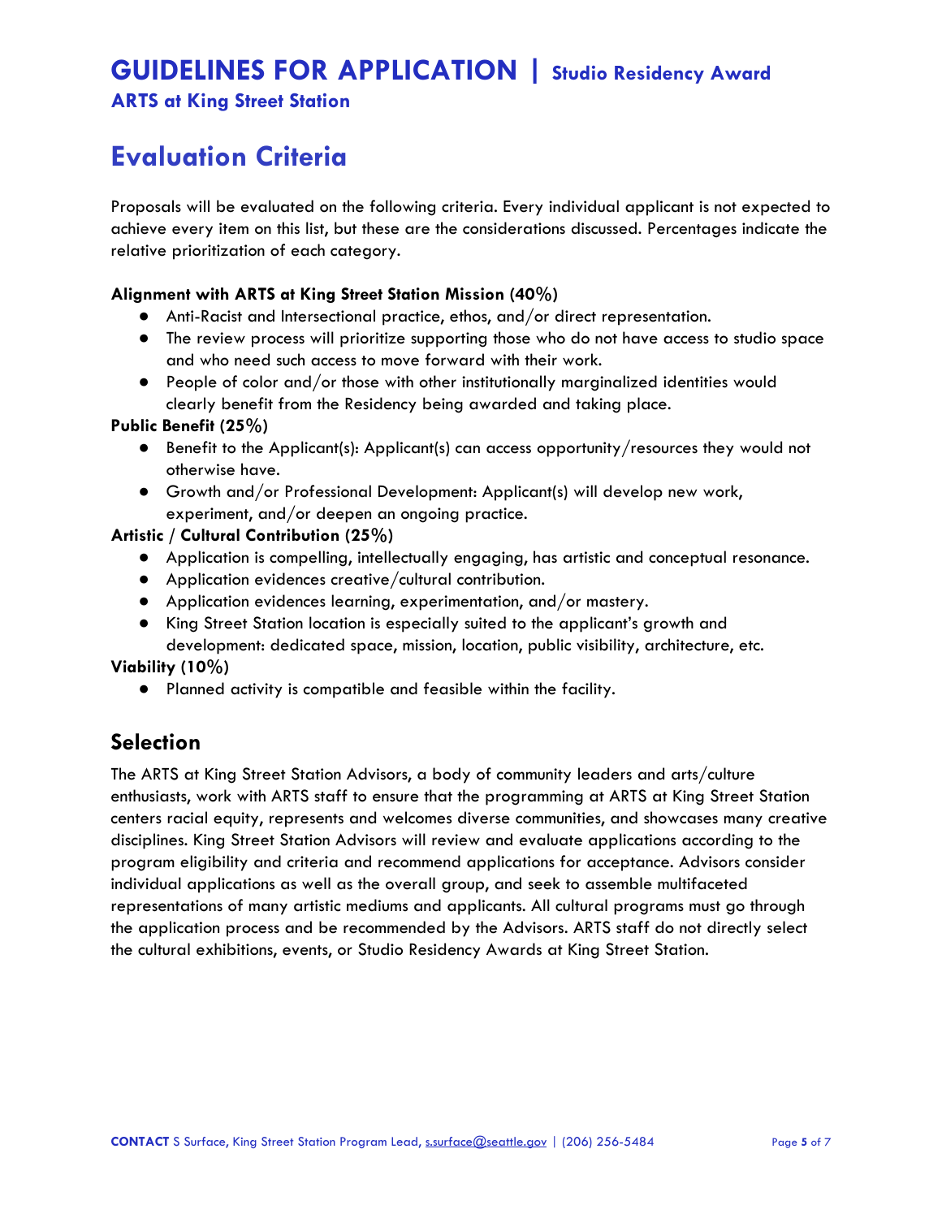# Evaluation Criteria

Proposals will be evaluated on the following criteria. Every individual applicant is not expected to achieve every item on this list, but these are the considerations discussed. Percentages indicate the relative prioritization of each category.

**Alignment with ARTS at King Street Station Mission (40%)**

- Anti-Racist and Intersectional practice, ethos, and/or direct representation.
- The review process will prioritize supporting those who do not have access to studio space and who need such access to move forward with their work.
- People of color and/or those with other institutionally marginalized identities would clearly benefit from the Residency being awarded and taking place.

**Public Benefit (25%)**

- Benefit to the Applicant(s): Applicant(s) can access opportunity/resources they would not otherwise have.
- Growth and/or Professional Development: Applicant(s) will develop new work, experiment, and/or deepen an ongoing practice.

**Artistic / Cultural Contribution (25%)**

- Application is compelling, intellectually engaging, has artistic and conceptual resonance.
- Application evidences creative/cultural contribution.
- Application evidences learning, experimentation, and/or mastery.
- King Street Station location is especially suited to the applicant's growth and development: dedicated space, mission, location, public visibility, architecture, etc.

**Viability (10%)**

- Planned activity is compatible and feasible within the facility.

## Selection

The ARTS at King Street Station Advisors, a body of community leaders and arts/culture enthusiasts, work with ARTS staff to ensure that the programming at ARTS at King Street Station centers racial equity, represents and welcomes diverse communities, and showcases many creative disciplines. King Street Station Advisors will review and evaluate applications according to the program eligibility and criteria and recommend applications for acceptance. Advisors consider individual applications as well as the overall group, and seek to assemble multifaceted representations of many artistic mediums and applicants. All cultural programs must go through the application process and be recommended by the Advisors. ARTS staff do not directly select the cultural exhibitions, events, or Studio Residency Awards at King Street Station.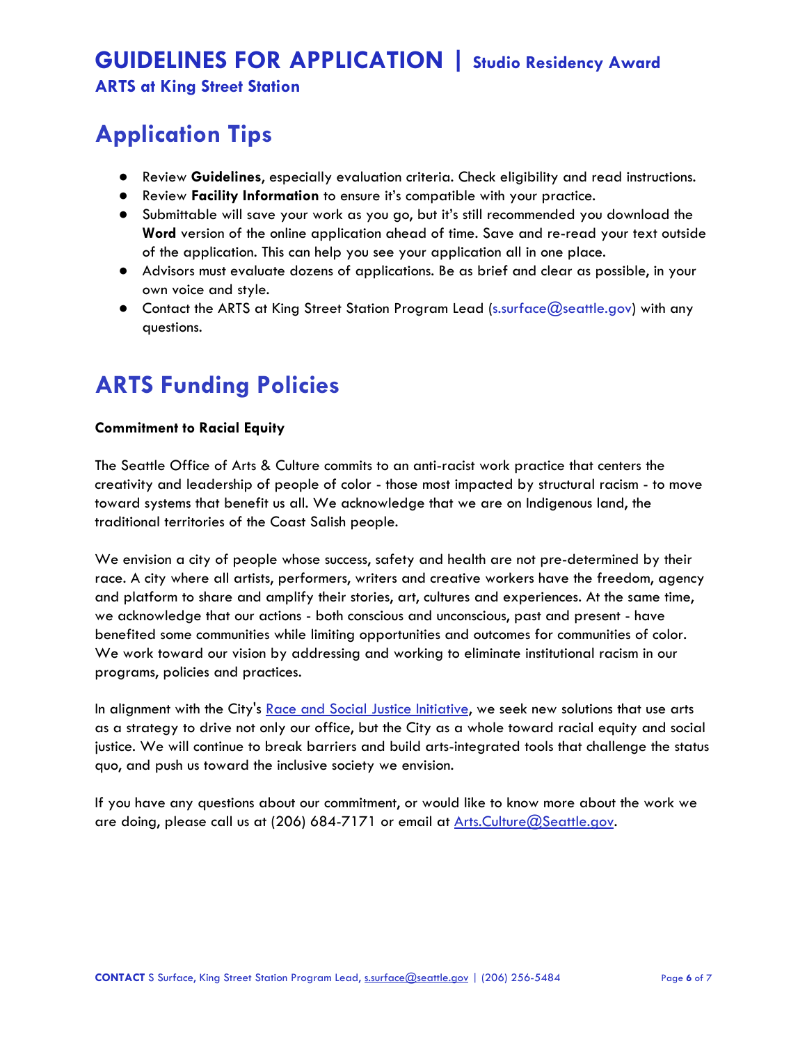# Application Tips

- Review **Guidelines**, especially evaluation criteria. Check eligibility and read instructions.
- Review **Facility Information** to ensure it's compatible with your practice.
- Submittable will save your work as you go, but it's still recommended you download the **Word** version of the online application ahead of time. Save and re-read your text outside of the application. This can help you see your application all in one place.
- Advisors must evaluate dozens of applications. Be as brief and clear as possible, in your own voice and style.
- Contact the ARTS at King Street Station Program Lead (s.surface@seattle.gov) with any questions.

# ARTS Funding Policies

**Commitment to Racial Equity**

The Seattle Office of Arts & Culture commits to an anti-racist work practice that centers the creativity and leadership of people of color - those most impacted by structural racism - to move toward systems that benefit us all. We acknowledge that we are on Indigenous land, the traditional territories of the Coast Salish people.

We envision a city of people whose success, safety and health are not pre-determined by their race. A city where all artists, performers, writers and creative workers have the freedom, agency and platform to share and amplify their stories, art, cultures and experiences. At the same time, we acknowledge that our actions - both conscious and unconscious, past and present - have benefited some communities while limiting opportunities and outcomes for communities of color. We work toward our vision by addressing and working to eliminate institutional racism in our programs, policies and practices.

In alignment with the City's [Race and Social Justice Initiative](), we seek new solutions that use arts as a strategy to drive not only our office, but the City as a whole toward racial equity and social justice. We will continue to break barriers and build arts-integrated tools that challenge the status quo, and push us toward the inclusive society we envision.

If you have any questions about our commitment, or would like to know more about the work we are doing, please call us at (206) 684-7171 or email at Arts.Culture@Seattle.gov.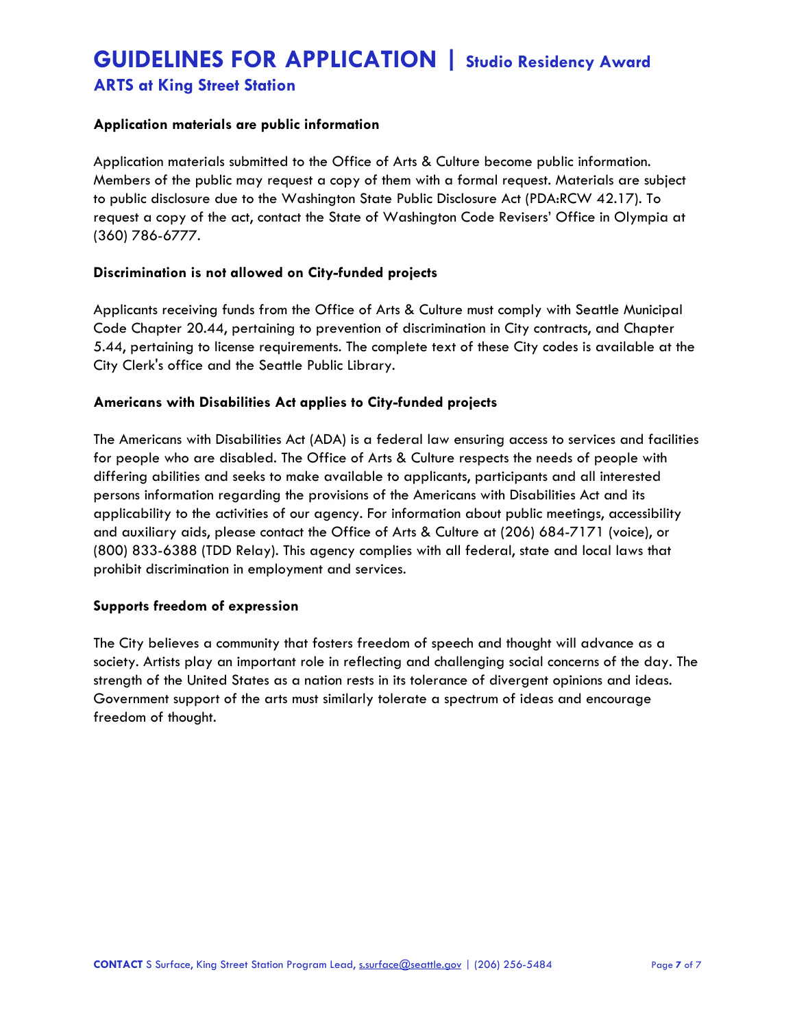### Application materials are public information

Application materials submitted to the Office of Arts & Culture become public information. Members of the public may request a copy of them with a formal request. Materials are subject to public disclosure due to the Washington State Public Disclosure Act (PDA:RCW 42.17). To request a copy of the act, contact the State of Washington Code Revisers' Office in Olympia at (360) 786-6777.

### Discrimination is not allowed on City-funded projects

Applicants receiving funds from the Office of Arts & Culture must comply with Seattle Municipal Code Chapter 20.44, pertaining to prevention of discrimination in City contracts, and Chapter 5.44, pertaining to license requirements. The complete text of these City codes is available at the City Clerk's office and the Seattle Public Library.

### Americans with Disabilities Act applies to City-funded projects

The Americans with Disabilities Act (ADA) is a federal law ensuring access to services and facilities for people who are disabled. The Office of Arts & Culture respects the needs of people with differing abilities and seeks to make available to applicants, participants and all interested persons information regarding the provisions of the Americans with Disabilities Act and its applicability to the activities of our agency. For information about public meetings, accessibility and auxiliary aids, please contact the Office of Arts & Culture at (206) 684-7171 (voice), or (800) 833-6388 (TDD Relay). This agency complies with all federal, state and local laws that prohibit discrimination in employment and services.

### Supports freedom of expression

The City believes a community that fosters freedom of speech and thought will advance as a society. Artists play an important role in reflecting and challenging social concerns of the day. The strength of the United States as a nation rests in its tolerance of divergent opinions and ideas. Government support of the arts must similarly tolerate a spectrum of ideas and encourage freedom of thought.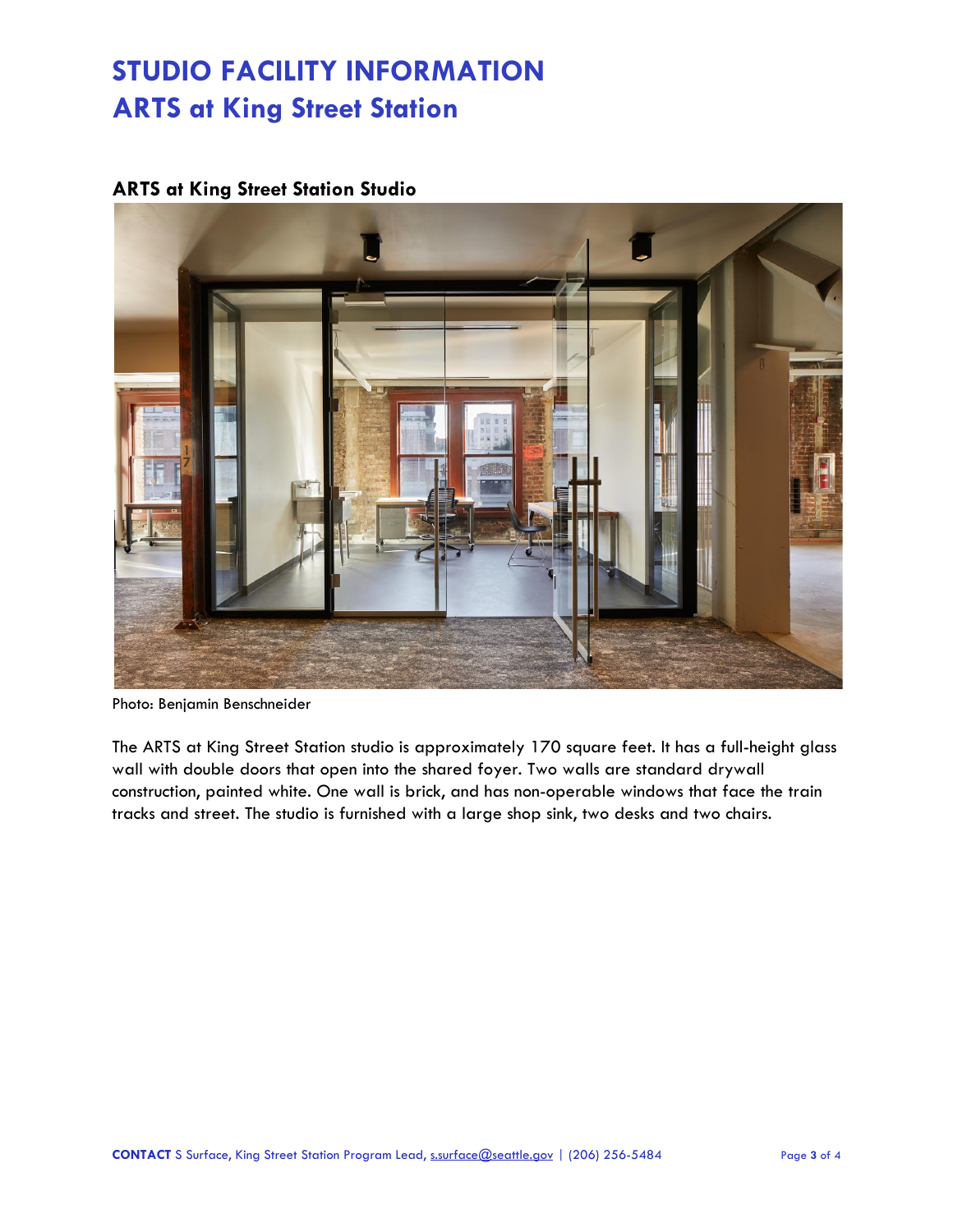# STUDIO FACILITY INFORMATION
# ARTS at King Street Station

### ARTS at King Street Station Studio

Photo: Benjamin Benschneider

The ARTS at King Street Station studio is approximately 170 square feet. It has a full-height glass wall with double doors that open into the shared foyer. Two walls are standard drywall construction, painted white. One wall is brick, and has non-operable windows that face the train tracks and street. The studio is furnished with a large shop sink, two desks and two chairs.

**CONTACT** S Surface, King Street Station Program Lead, s.surface@seattle.gov | (206) 256-5484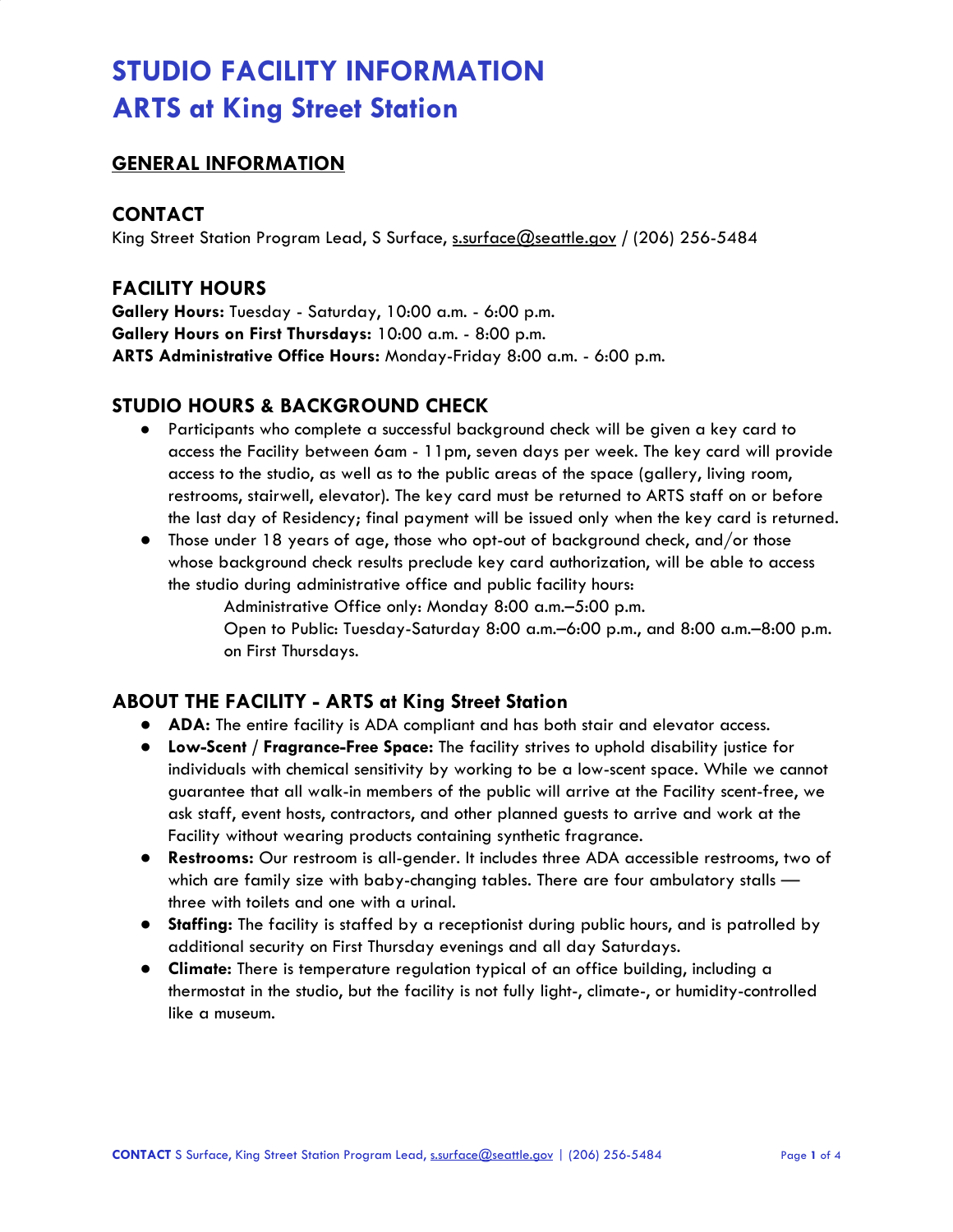# STUDIO FACILITY INFORMATION
# ARTS at King Street Station

## GENERAL INFORMATION

### CONTACT

King Street Station Program Lead, S Surface, s.surface@seattle.gov / (206) 256-5484

### FACILITY HOURS

**Gallery Hours:** Tuesday - Saturday, 10:00 a.m. - 6:00 p.m.
**Gallery Hours on First Thursdays:** 10:00 a.m. - 8:00 p.m.
**ARTS Administrative Office Hours:** Monday-Friday 8:00 a.m. - 6:00 p.m.

### STUDIO HOURS & BACKGROUND CHECK

- Participants who complete a successful background check will be given a key card to access the Facility between 6am - 11pm, seven days per week. The key card will provide access to the studio, as well as to the public areas of the space (gallery, living room, restrooms, stairwell, elevator). The key card must be returned to ARTS staff on or before the last day of Residency; final payment will be issued only when the key card is returned.
- Those under 18 years of age, those who opt-out of background check, and/or those whose background check results preclude key card authorization, will be able to access the studio during administrative office and public facility hours:

  Administrative Office only: Monday 8:00 a.m.–5:00 p.m.

  Open to Public: Tuesday-Saturday 8:00 a.m.–6:00 p.m., and 8:00 a.m.–8:00 p.m. on First Thursdays.

### ABOUT THE FACILITY - ARTS at King Street Station

- **ADA:** The entire facility is ADA compliant and has both stair and elevator access.
- **Low-Scent / Fragrance-Free Space:** The facility strives to uphold disability justice for individuals with chemical sensitivity by working to be a low-scent space. While we cannot guarantee that all walk-in members of the public will arrive at the Facility scent-free, we ask staff, event hosts, contractors, and other planned guests to arrive and work at the Facility without wearing products containing synthetic fragrance.
- **Restrooms:** Our restroom is all-gender. It includes three ADA accessible restrooms, two of which are family size with baby-changing tables. There are four ambulatory stalls — three with toilets and one with a urinal.
- **Staffing:** The facility is staffed by a receptionist during public hours, and is patrolled by additional security on First Thursday evenings and all day Saturdays.
- **Climate:** There is temperature regulation typical of an office building, including a thermostat in the studio, but the facility is not fully light-, climate-, or humidity-controlled like a museum.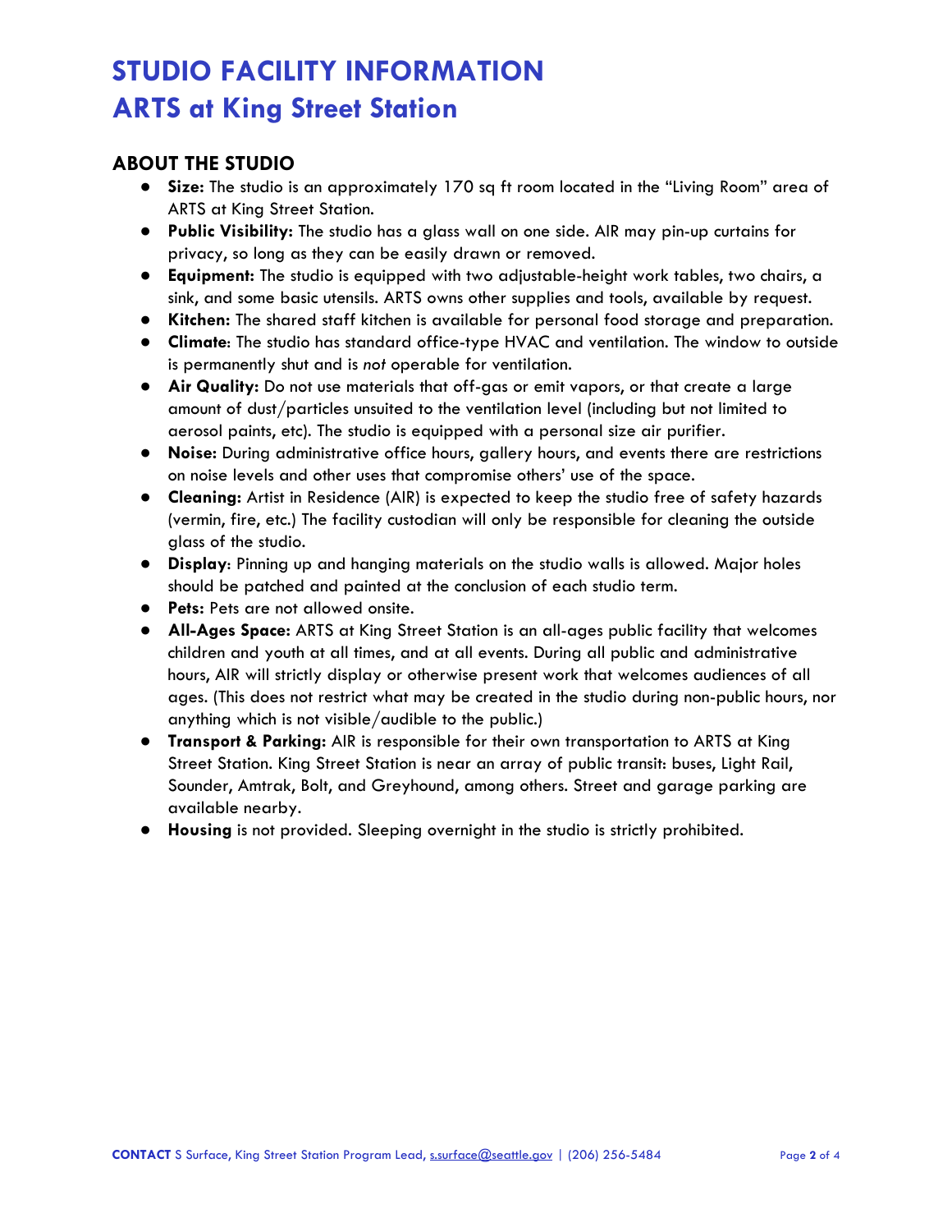# STUDIO FACILITY INFORMATION
# ARTS at King Street Station

## ABOUT THE STUDIO

- **Size:** The studio is an approximately 170 sq ft room located in the “Living Room” area of ARTS at King Street Station.
- **Public Visibility:** The studio has a glass wall on one side. AIR may pin-up curtains for privacy, so long as they can be easily drawn or removed.
- **Equipment:** The studio is equipped with two adjustable-height work tables, two chairs, a sink, and some basic utensils. ARTS owns other supplies and tools, available by request.
- **Kitchen:** The shared staff kitchen is available for personal food storage and preparation.
- **Climate**: The studio has standard office-type HVAC and ventilation. The window to outside is permanently shut and is *not* operable for ventilation.
- **Air Quality:** Do not use materials that off-gas or emit vapors, or that create a large amount of dust/particles unsuited to the ventilation level (including but not limited to aerosol paints, etc). The studio is equipped with a personal size air purifier.
- **Noise:** During administrative office hours, gallery hours, and events there are restrictions on noise levels and other uses that compromise others’ use of the space.
- **Cleaning:** Artist in Residence (AIR) is expected to keep the studio free of safety hazards (vermin, fire, etc.) The facility custodian will only be responsible for cleaning the outside glass of the studio.
- **Display**: Pinning up and hanging materials on the studio walls is allowed. Major holes should be patched and painted at the conclusion of each studio term.
- **Pets:** Pets are not allowed onsite.
- **All-Ages Space:** ARTS at King Street Station is an all-ages public facility that welcomes children and youth at all times, and at all events. During all public and administrative hours, AIR will strictly display or otherwise present work that welcomes audiences of all ages. (This does not restrict what may be created in the studio during non-public hours, nor anything which is not visible/audible to the public.)
- **Transport & Parking:** AIR is responsible for their own transportation to ARTS at King Street Station. King Street Station is near an array of public transit: buses, Light Rail, Sounder, Amtrak, Bolt, and Greyhound, among others. Street and garage parking are available nearby.
- **Housing** is not provided. Sleeping overnight in the studio is strictly prohibited.

**CONTACT** S Surface, King Street Station Program Lead, s.surface@seattle.gov | (206) 256-5484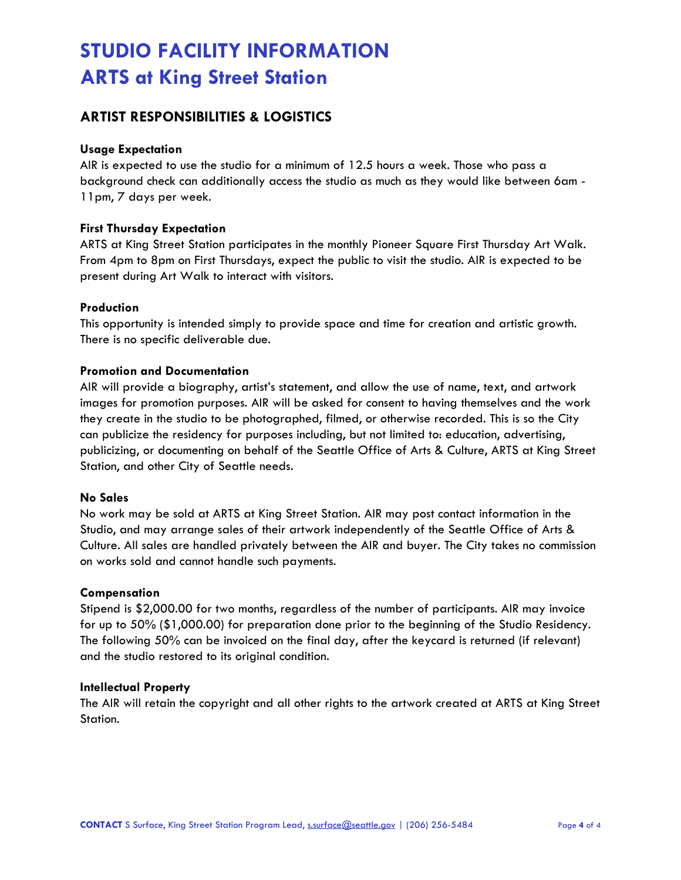# STUDIO FACILITY INFORMATION
# ARTS at King Street Station

## ARTIST RESPONSIBILITIES & LOGISTICS

**Usage Expectation**
AIR is expected to use the studio for a minimum of 12.5 hours a week. Those who pass a background check can additionally access the studio as much as they would like between 6am - 11pm, 7 days per week.

**First Thursday Expectation**
ARTS at King Street Station participates in the monthly Pioneer Square First Thursday Art Walk. From 4pm to 8pm on First Thursdays, expect the public to visit the studio. AIR is expected to be present during Art Walk to interact with visitors.

**Production**
This opportunity is intended simply to provide space and time for creation and artistic growth. There is no specific deliverable due.

**Promotion and Documentation**
AIR will provide a biography, artist's statement, and allow the use of name, text, and artwork images for promotion purposes. AIR will be asked for consent to having themselves and the work they create in the studio to be photographed, filmed, or otherwise recorded. This is so the City can publicize the residency for purposes including, but not limited to: education, advertising, publicizing, or documenting on behalf of the Seattle Office of Arts & Culture, ARTS at King Street Station, and other City of Seattle needs.

**No Sales**
No work may be sold at ARTS at King Street Station. AIR may post contact information in the Studio, and may arrange sales of their artwork independently of the Seattle Office of Arts & Culture. All sales are handled privately between the AIR and buyer. The City takes no commission on works sold and cannot handle such payments.

**Compensation**
Stipend is $2,000.00 for two months, regardless of the number of participants. AIR may invoice for up to 50% ($1,000.00) for preparation done prior to the beginning of the Studio Residency. The following 50% can be invoiced on the final day, after the keycard is returned (if relevant) and the studio restored to its original condition.

**Intellectual Property**
The AIR will retain the copyright and all other rights to the artwork created at ARTS at King Street Station.

**CONTACT** S Surface, King Street Station Program Lead, s.surface@seattle.gov | (206) 256-5484